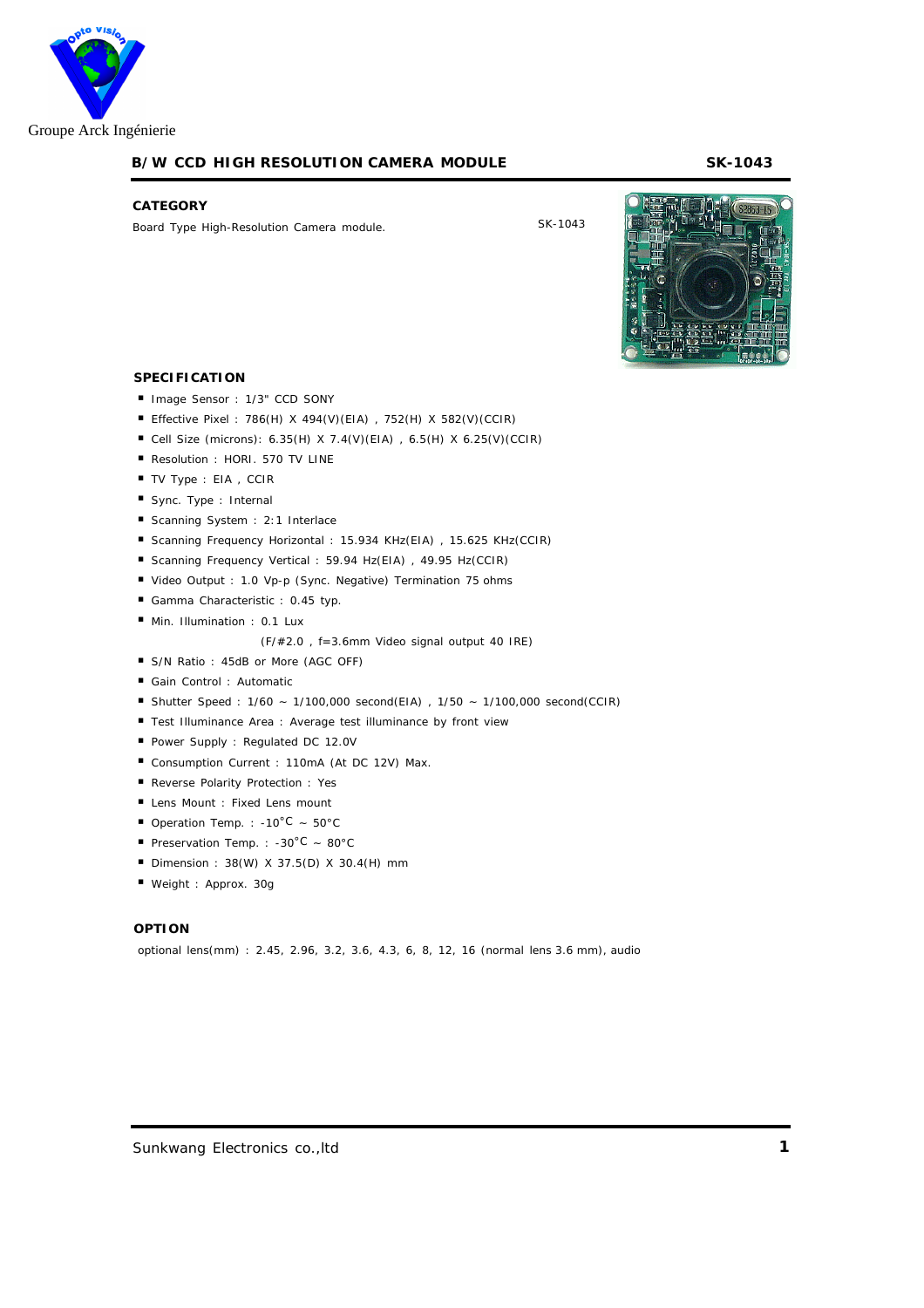Groupe Arck Ingénierie

## B/W CCD HIGH RESOLUTION CAMERA MODULE SK-1043

### CATEGORY

Board Type High-Resolution Camera module.

SK-1043

### SPECIFICATION

- Image Sensor : 1/3" CCD SONY
- Effective Pixel : 786(H) X 494(V)(EIA) , 752(H) X 582(V)(CCIR)
- Cell Size (microns): 6.35(H) X 7.4(V)(EIA) , 6.5(H) X 6.25(V)(CCIR)
- Resolution : HORI. 570 TV LINE
- TV Type : EIA , CCIR
- Sync. Type : Internal
- Scanning System : 2:1 Interlace
- Scanning Frequency Horizontal : 15.934 KHz(EIA) , 15.625 KHz(CCIR)
- Scanning Frequency Vertical : 59.94 Hz(EIA) , 49.95 Hz(CCIR)
- Video Output : 1.0 Vp-p (Sync. Negative) Termination 75 ohms
- Gamma Characteristic : 0.45 typ.
- Min. Illumination : 0.1 Lux

  (F/#2.0 , f=3.6mm Video signal output 40 IRE)
- S/N Ratio : 45dB or More (AGC OFF)
- Gain Control : Automatic
- Shutter Speed : 1/60 ~ 1/100,000 second(EIA) , 1/50 ~ 1/100,000 second(CCIR)
- Test Illuminance Area : Average test illuminance by front view
- Power Supply : Regulated DC 12.0V
- Consumption Current : 110mA (At DC 12V) Max.
- Reverse Polarity Protection : Yes
- Lens Mount : Fixed Lens mount
- Operation Temp. : -10°C ~ 50°C
- Preservation Temp. : -30°C ~ 80°C
- Dimension : 38(W) X 37.5(D) X 30.4(H) mm
- Weight : Approx. 30g

### OPTION

optional lens(mm) : 2.45, 2.96, 3.2, 3.6, 4.3, 6, 8, 12, 16 (normal lens 3.6 mm), audio

Sunkwang Electronics co.,ltd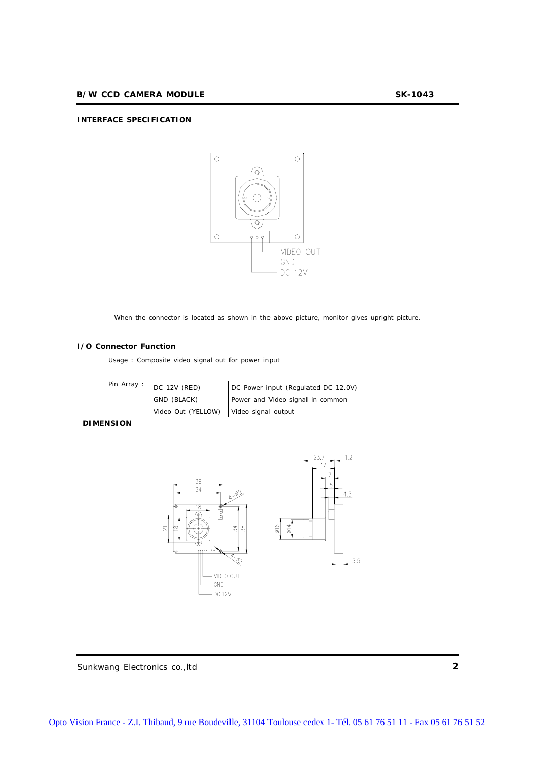## INTERFACE SPECIFICATION

VIDEO OUT

GND

DC 12V

When the connector is located as shown in the above picture, monitor gives upright picture.

### I/O Connector Function

Usage : Composite video signal out for power input

Pin Array :

| | |
|---|---|
| DC 12V (RED) | DC Power input (Regulated DC 12.0V) |
| GND (BLACK) | Power and Video signal in common |
| Video Out (YELLOW) | Video signal output |

## DIMENSION

38
34
4-R2
18
21
18
34
38
4-Ø2
VIDEO OUT
GND
DC 12V

23.7
1.2
17
7
5
4.5
Ø16
Ø14
5.5

Opto Vision France - Z.I. Thibaud, 9 rue Boudeville, 31104 Toulouse cedex 1- Tél. 05 61 76 51 11 - Fax 05 61 76 51 52